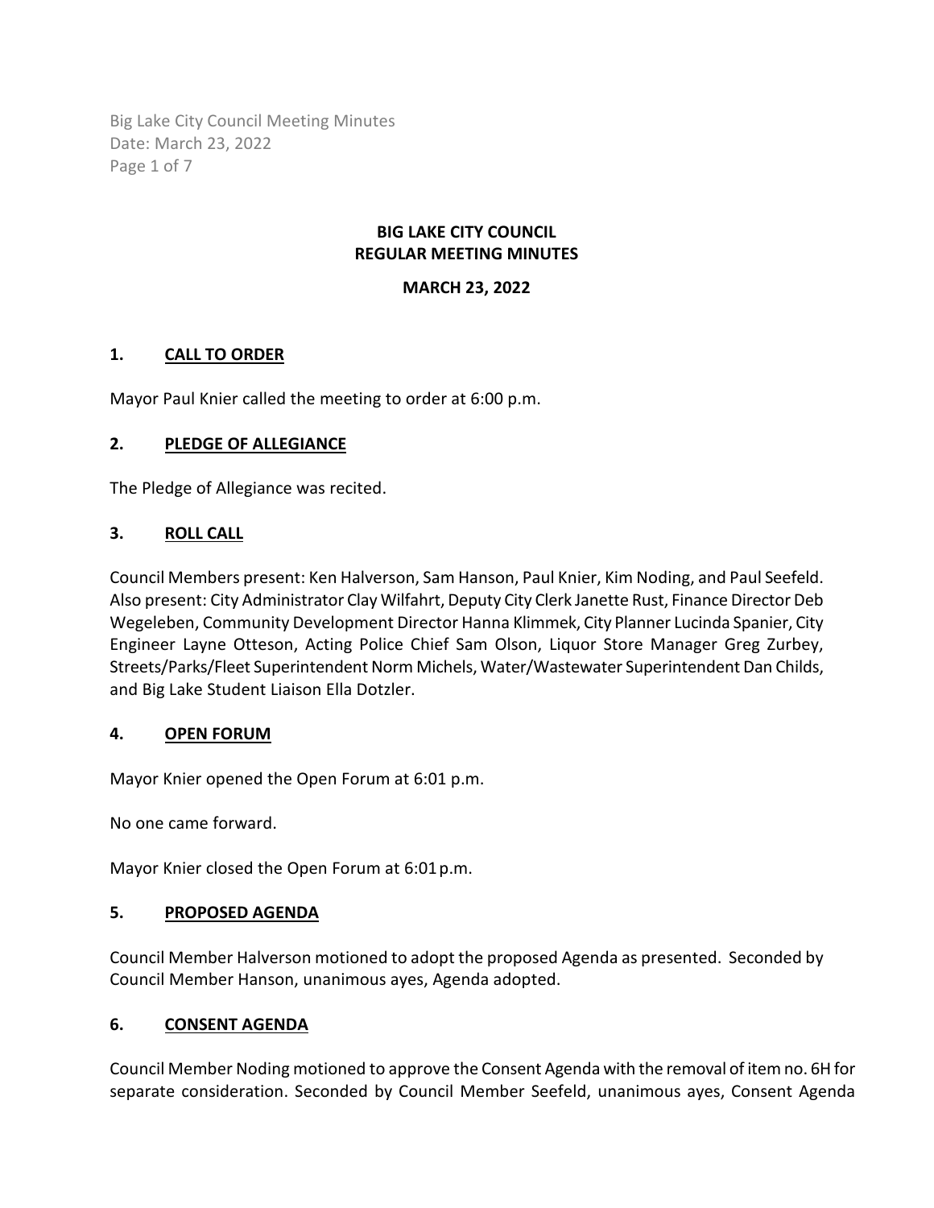# BIG LAKE CITY COUNCIL
# REGULAR MEETING MINUTES

**MARCH 23, 2022**

## 1. CALL TO ORDER

Mayor Paul Knier called the meeting to order at 6:00 p.m.

## 2. PLEDGE OF ALLEGIANCE

The Pledge of Allegiance was recited.

## 3. ROLL CALL

Council Members present: Ken Halverson, Sam Hanson, Paul Knier, Kim Noding, and Paul Seefeld. Also present: City Administrator Clay Wilfahrt, Deputy City Clerk Janette Rust, Finance Director Deb Wegeleben, Community Development Director Hanna Klimmek, City Planner Lucinda Spanier, City Engineer Layne Otteson, Acting Police Chief Sam Olson, Liquor Store Manager Greg Zurbey, Streets/Parks/Fleet Superintendent Norm Michels, Water/Wastewater Superintendent Dan Childs, and Big Lake Student Liaison Ella Dotzler.

## 4. OPEN FORUM

Mayor Knier opened the Open Forum at 6:01 p.m.

No one came forward.

Mayor Knier closed the Open Forum at 6:01 p.m.

## 5. PROPOSED AGENDA

Council Member Halverson motioned to adopt the proposed Agenda as presented. Seconded by Council Member Hanson, unanimous ayes, Agenda adopted.

## 6. CONSENT AGENDA

Council Member Noding motioned to approve the Consent Agenda with the removal of item no. 6H for separate consideration. Seconded by Council Member Seefeld, unanimous ayes, Consent Agenda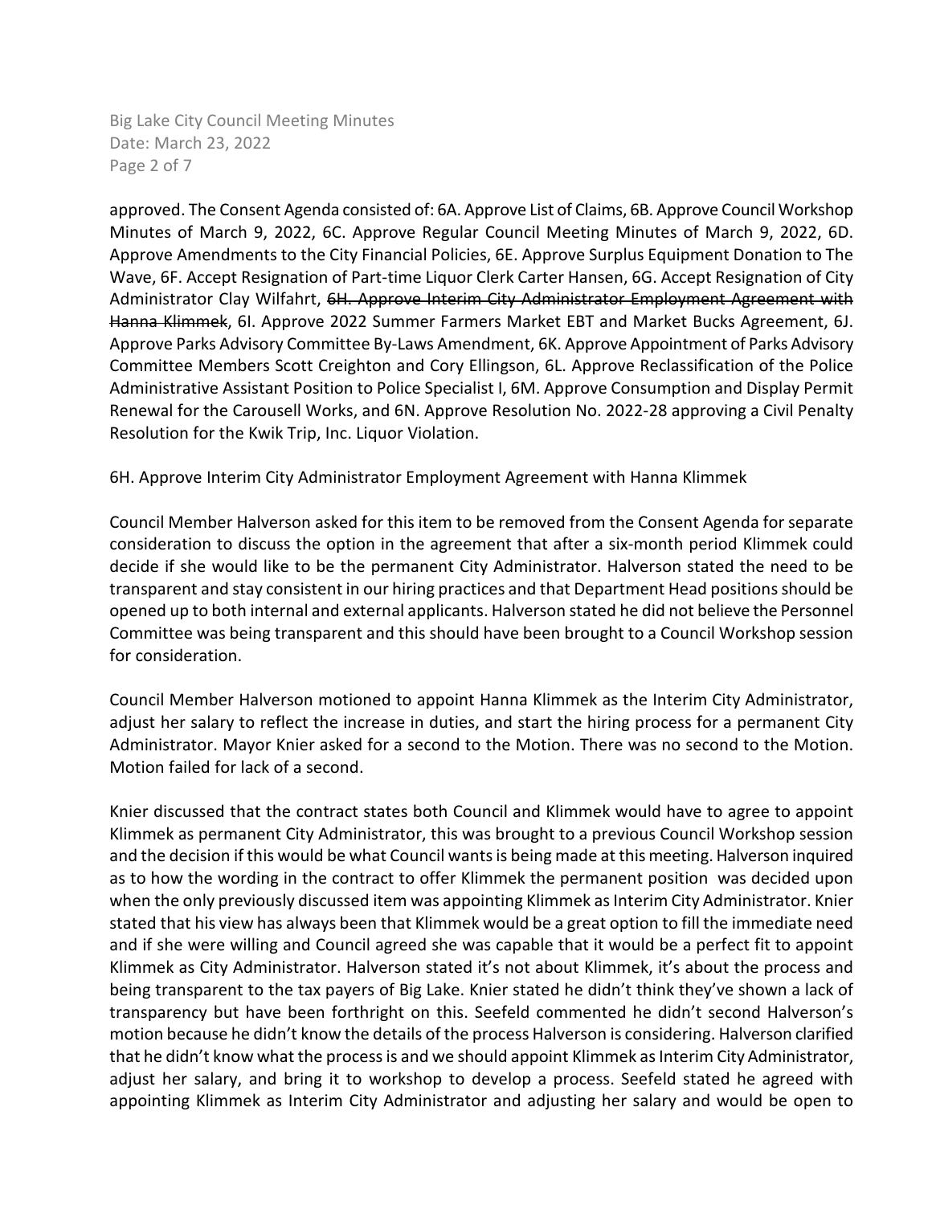approved. The Consent Agenda consisted of: 6A. Approve List of Claims, 6B. Approve Council Workshop Minutes of March 9, 2022, 6C. Approve Regular Council Meeting Minutes of March 9, 2022, 6D. Approve Amendments to the City Financial Policies, 6E. Approve Surplus Equipment Donation to The Wave, 6F. Accept Resignation of Part-time Liquor Clerk Carter Hansen, 6G. Accept Resignation of City Administrator Clay Wilfahrt, ~~6H. Approve Interim City Administrator Employment Agreement with Hanna Klimmek~~, 6I. Approve 2022 Summer Farmers Market EBT and Market Bucks Agreement, 6J. Approve Parks Advisory Committee By-Laws Amendment, 6K. Approve Appointment of Parks Advisory Committee Members Scott Creighton and Cory Ellingson, 6L. Approve Reclassification of the Police Administrative Assistant Position to Police Specialist I, 6M. Approve Consumption and Display Permit Renewal for the Carousell Works, and 6N. Approve Resolution No. 2022-28 approving a Civil Penalty Resolution for the Kwik Trip, Inc. Liquor Violation.

6H. Approve Interim City Administrator Employment Agreement with Hanna Klimmek

Council Member Halverson asked for this item to be removed from the Consent Agenda for separate consideration to discuss the option in the agreement that after a six-month period Klimmek could decide if she would like to be the permanent City Administrator. Halverson stated the need to be transparent and stay consistent in our hiring practices and that Department Head positions should be opened up to both internal and external applicants. Halverson stated he did not believe the Personnel Committee was being transparent and this should have been brought to a Council Workshop session for consideration.

Council Member Halverson motioned to appoint Hanna Klimmek as the Interim City Administrator, adjust her salary to reflect the increase in duties, and start the hiring process for a permanent City Administrator. Mayor Knier asked for a second to the Motion. There was no second to the Motion. Motion failed for lack of a second.

Knier discussed that the contract states both Council and Klimmek would have to agree to appoint Klimmek as permanent City Administrator, this was brought to a previous Council Workshop session and the decision if this would be what Council wants is being made at this meeting. Halverson inquired as to how the wording in the contract to offer Klimmek the permanent position was decided upon when the only previously discussed item was appointing Klimmek as Interim City Administrator. Knier stated that his view has always been that Klimmek would be a great option to fill the immediate need and if she were willing and Council agreed she was capable that it would be a perfect fit to appoint Klimmek as City Administrator. Halverson stated it's not about Klimmek, it's about the process and being transparent to the tax payers of Big Lake. Knier stated he didn't think they've shown a lack of transparency but have been forthright on this. Seefeld commented he didn't second Halverson's motion because he didn't know the details of the process Halverson is considering. Halverson clarified that he didn't know what the process is and we should appoint Klimmek as Interim City Administrator, adjust her salary, and bring it to workshop to develop a process. Seefeld stated he agreed with appointing Klimmek as Interim City Administrator and adjusting her salary and would be open to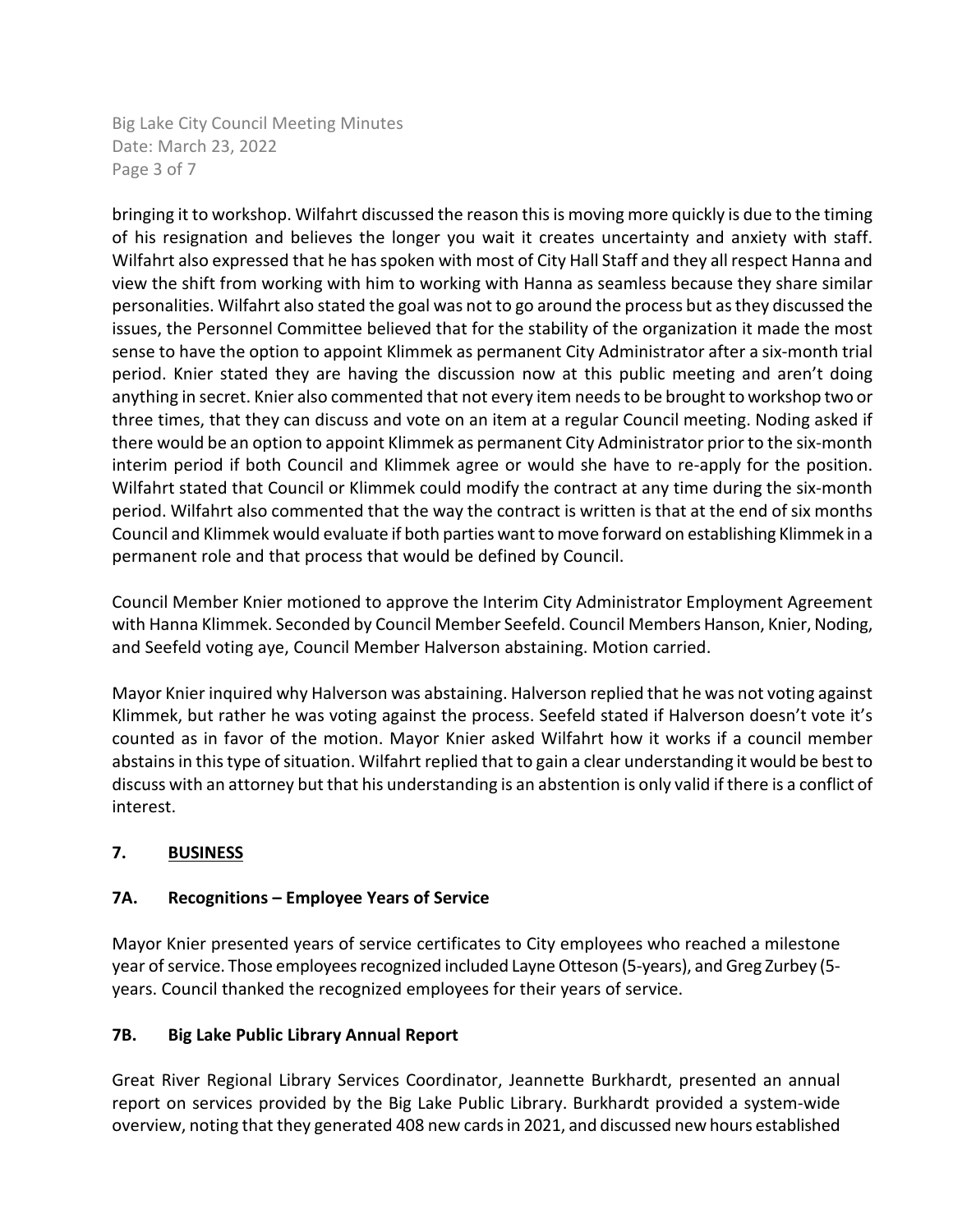bringing it to workshop. Wilfahrt discussed the reason this is moving more quickly is due to the timing of his resignation and believes the longer you wait it creates uncertainty and anxiety with staff. Wilfahrt also expressed that he has spoken with most of City Hall Staff and they all respect Hanna and view the shift from working with him to working with Hanna as seamless because they share similar personalities. Wilfahrt also stated the goal was not to go around the process but as they discussed the issues, the Personnel Committee believed that for the stability of the organization it made the most sense to have the option to appoint Klimmek as permanent City Administrator after a six-month trial period. Knier stated they are having the discussion now at this public meeting and aren't doing anything in secret. Knier also commented that not every item needs to be brought to workshop two or three times, that they can discuss and vote on an item at a regular Council meeting. Noding asked if there would be an option to appoint Klimmek as permanent City Administrator prior to the six-month interim period if both Council and Klimmek agree or would she have to re-apply for the position. Wilfahrt stated that Council or Klimmek could modify the contract at any time during the six-month period. Wilfahrt also commented that the way the contract is written is that at the end of six months Council and Klimmek would evaluate if both parties want to move forward on establishing Klimmek in a permanent role and that process that would be defined by Council.

Council Member Knier motioned to approve the Interim City Administrator Employment Agreement with Hanna Klimmek. Seconded by Council Member Seefeld. Council Members Hanson, Knier, Noding, and Seefeld voting aye, Council Member Halverson abstaining. Motion carried.

Mayor Knier inquired why Halverson was abstaining. Halverson replied that he was not voting against Klimmek, but rather he was voting against the process. Seefeld stated if Halverson doesn't vote it's counted as in favor of the motion. Mayor Knier asked Wilfahrt how it works if a council member abstains in this type of situation. Wilfahrt replied that to gain a clear understanding it would be best to discuss with an attorney but that his understanding is an abstention is only valid if there is a conflict of interest.

## 7. BUSINESS

### 7A. Recognitions – Employee Years of Service

Mayor Knier presented years of service certificates to City employees who reached a milestone year of service. Those employees recognized included Layne Otteson (5-years), and Greg Zurbey (5-years. Council thanked the recognized employees for their years of service.

### 7B. Big Lake Public Library Annual Report

Great River Regional Library Services Coordinator, Jeannette Burkhardt, presented an annual report on services provided by the Big Lake Public Library. Burkhardt provided a system-wide overview, noting that they generated 408 new cards in 2021, and discussed new hours established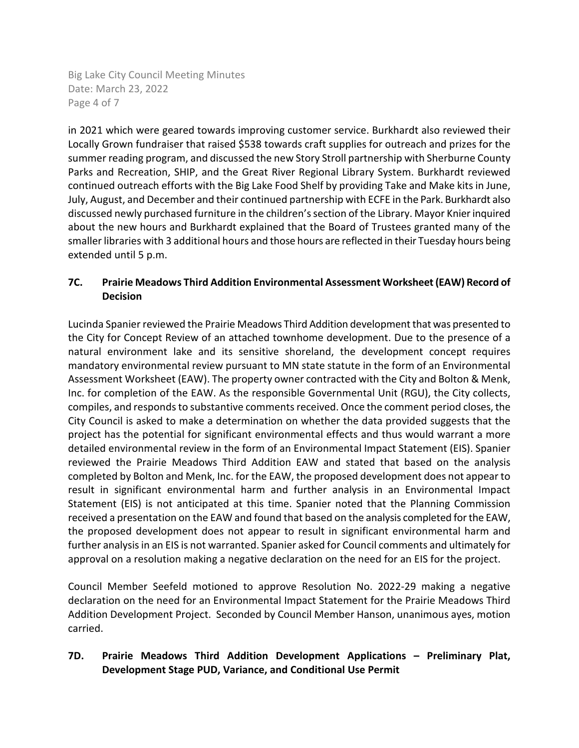in 2021 which were geared towards improving customer service. Burkhardt also reviewed their Locally Grown fundraiser that raised $538 towards craft supplies for outreach and prizes for the summer reading program, and discussed the new Story Stroll partnership with Sherburne County Parks and Recreation, SHIP, and the Great River Regional Library System. Burkhardt reviewed continued outreach efforts with the Big Lake Food Shelf by providing Take and Make kits in June, July, August, and December and their continued partnership with ECFE in the Park. Burkhardt also discussed newly purchased furniture in the children's section of the Library. Mayor Knier inquired about the new hours and Burkhardt explained that the Board of Trustees granted many of the smaller libraries with 3 additional hours and those hours are reflected in their Tuesday hours being extended until 5 p.m.

## 7C. Prairie Meadows Third Addition Environmental Assessment Worksheet (EAW) Record of Decision

Lucinda Spanier reviewed the Prairie Meadows Third Addition development that was presented to the City for Concept Review of an attached townhome development. Due to the presence of a natural environment lake and its sensitive shoreland, the development concept requires mandatory environmental review pursuant to MN state statute in the form of an Environmental Assessment Worksheet (EAW). The property owner contracted with the City and Bolton & Menk, Inc. for completion of the EAW. As the responsible Governmental Unit (RGU), the City collects, compiles, and responds to substantive comments received. Once the comment period closes, the City Council is asked to make a determination on whether the data provided suggests that the project has the potential for significant environmental effects and thus would warrant a more detailed environmental review in the form of an Environmental Impact Statement (EIS). Spanier reviewed the Prairie Meadows Third Addition EAW and stated that based on the analysis completed by Bolton and Menk, Inc. for the EAW, the proposed development does not appear to result in significant environmental harm and further analysis in an Environmental Impact Statement (EIS) is not anticipated at this time. Spanier noted that the Planning Commission received a presentation on the EAW and found that based on the analysis completed for the EAW, the proposed development does not appear to result in significant environmental harm and further analysis in an EIS is not warranted. Spanier asked for Council comments and ultimately for approval on a resolution making a negative declaration on the need for an EIS for the project.

Council Member Seefeld motioned to approve Resolution No. 2022-29 making a negative declaration on the need for an Environmental Impact Statement for the Prairie Meadows Third Addition Development Project. Seconded by Council Member Hanson, unanimous ayes, motion carried.

## 7D. Prairie Meadows Third Addition Development Applications – Preliminary Plat, Development Stage PUD, Variance, and Conditional Use Permit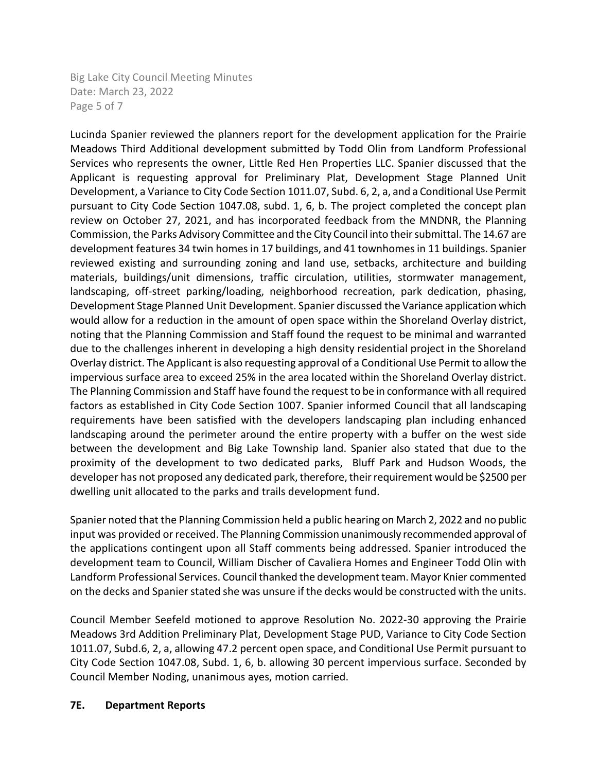Lucinda Spanier reviewed the planners report for the development application for the Prairie Meadows Third Additional development submitted by Todd Olin from Landform Professional Services who represents the owner, Little Red Hen Properties LLC. Spanier discussed that the Applicant is requesting approval for Preliminary Plat, Development Stage Planned Unit Development, a Variance to City Code Section 1011.07, Subd. 6, 2, a, and a Conditional Use Permit pursuant to City Code Section 1047.08, subd. 1, 6, b. The project completed the concept plan review on October 27, 2021, and has incorporated feedback from the MNDNR, the Planning Commission, the Parks Advisory Committee and the City Council into their submittal. The 14.67 are development features 34 twin homes in 17 buildings, and 41 townhomes in 11 buildings. Spanier reviewed existing and surrounding zoning and land use, setbacks, architecture and building materials, buildings/unit dimensions, traffic circulation, utilities, stormwater management, landscaping, off-street parking/loading, neighborhood recreation, park dedication, phasing, Development Stage Planned Unit Development. Spanier discussed the Variance application which would allow for a reduction in the amount of open space within the Shoreland Overlay district, noting that the Planning Commission and Staff found the request to be minimal and warranted due to the challenges inherent in developing a high density residential project in the Shoreland Overlay district. The Applicant is also requesting approval of a Conditional Use Permit to allow the impervious surface area to exceed 25% in the area located within the Shoreland Overlay district. The Planning Commission and Staff have found the request to be in conformance with all required factors as established in City Code Section 1007. Spanier informed Council that all landscaping requirements have been satisfied with the developers landscaping plan including enhanced landscaping around the perimeter around the entire property with a buffer on the west side between the development and Big Lake Township land. Spanier also stated that due to the proximity of the development to two dedicated parks, Bluff Park and Hudson Woods, the developer has not proposed any dedicated park, therefore, their requirement would be $2500 per dwelling unit allocated to the parks and trails development fund.

Spanier noted that the Planning Commission held a public hearing on March 2, 2022 and no public input was provided or received. The Planning Commission unanimously recommended approval of the applications contingent upon all Staff comments being addressed. Spanier introduced the development team to Council, William Discher of Cavaliera Homes and Engineer Todd Olin with Landform Professional Services. Council thanked the development team. Mayor Knier commented on the decks and Spanier stated she was unsure if the decks would be constructed with the units.

Council Member Seefeld motioned to approve Resolution No. 2022-30 approving the Prairie Meadows 3rd Addition Preliminary Plat, Development Stage PUD, Variance to City Code Section 1011.07, Subd.6, 2, a, allowing 47.2 percent open space, and Conditional Use Permit pursuant to City Code Section 1047.08, Subd. 1, 6, b. allowing 30 percent impervious surface. Seconded by Council Member Noding, unanimous ayes, motion carried.

**7E. Department Reports**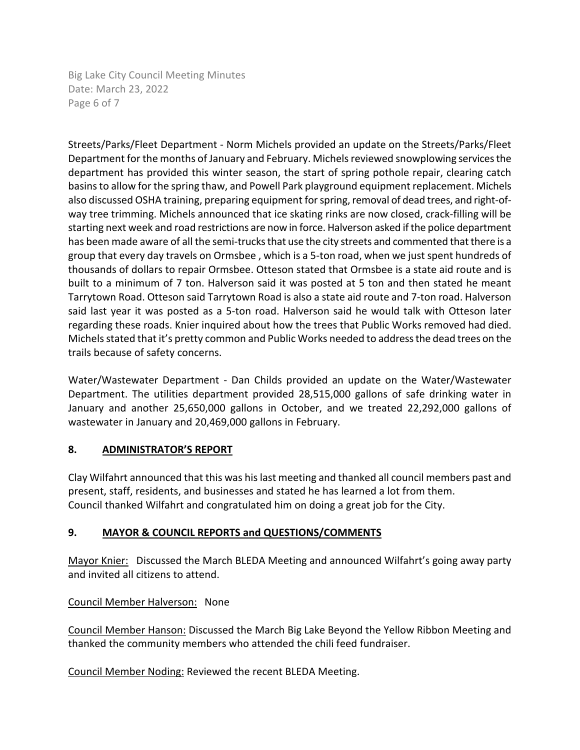Streets/Parks/Fleet Department - Norm Michels provided an update on the Streets/Parks/Fleet Department for the months of January and February. Michels reviewed snowplowing services the department has provided this winter season, the start of spring pothole repair, clearing catch basins to allow for the spring thaw, and Powell Park playground equipment replacement. Michels also discussed OSHA training, preparing equipment for spring, removal of dead trees, and right-of-way tree trimming. Michels announced that ice skating rinks are now closed, crack-filling will be starting next week and road restrictions are now in force. Halverson asked if the police department has been made aware of all the semi-trucks that use the city streets and commented that there is a group that every day travels on Ormsbee , which is a 5-ton road, when we just spent hundreds of thousands of dollars to repair Ormsbee. Otteson stated that Ormsbee is a state aid route and is built to a minimum of 7 ton. Halverson said it was posted at 5 ton and then stated he meant Tarrytown Road. Otteson said Tarrytown Road is also a state aid route and 7-ton road. Halverson said last year it was posted as a 5-ton road. Halverson said he would talk with Otteson later regarding these roads. Knier inquired about how the trees that Public Works removed had died. Michels stated that it's pretty common and Public Works needed to address the dead trees on the trails because of safety concerns.

Water/Wastewater Department - Dan Childs provided an update on the Water/Wastewater Department. The utilities department provided 28,515,000 gallons of safe drinking water in January and another 25,650,000 gallons in October, and we treated 22,292,000 gallons of wastewater in January and 20,469,000 gallons in February.

## 8. ADMINISTRATOR'S REPORT

Clay Wilfahrt announced that this was his last meeting and thanked all council members past and present, staff, residents, and businesses and stated he has learned a lot from them.
Council thanked Wilfahrt and congratulated him on doing a great job for the City.

## 9. MAYOR & COUNCIL REPORTS and QUESTIONS/COMMENTS

Mayor Knier: Discussed the March BLEDA Meeting and announced Wilfahrt's going away party and invited all citizens to attend.

Council Member Halverson: None

Council Member Hanson: Discussed the March Big Lake Beyond the Yellow Ribbon Meeting and thanked the community members who attended the chili feed fundraiser.

Council Member Noding: Reviewed the recent BLEDA Meeting.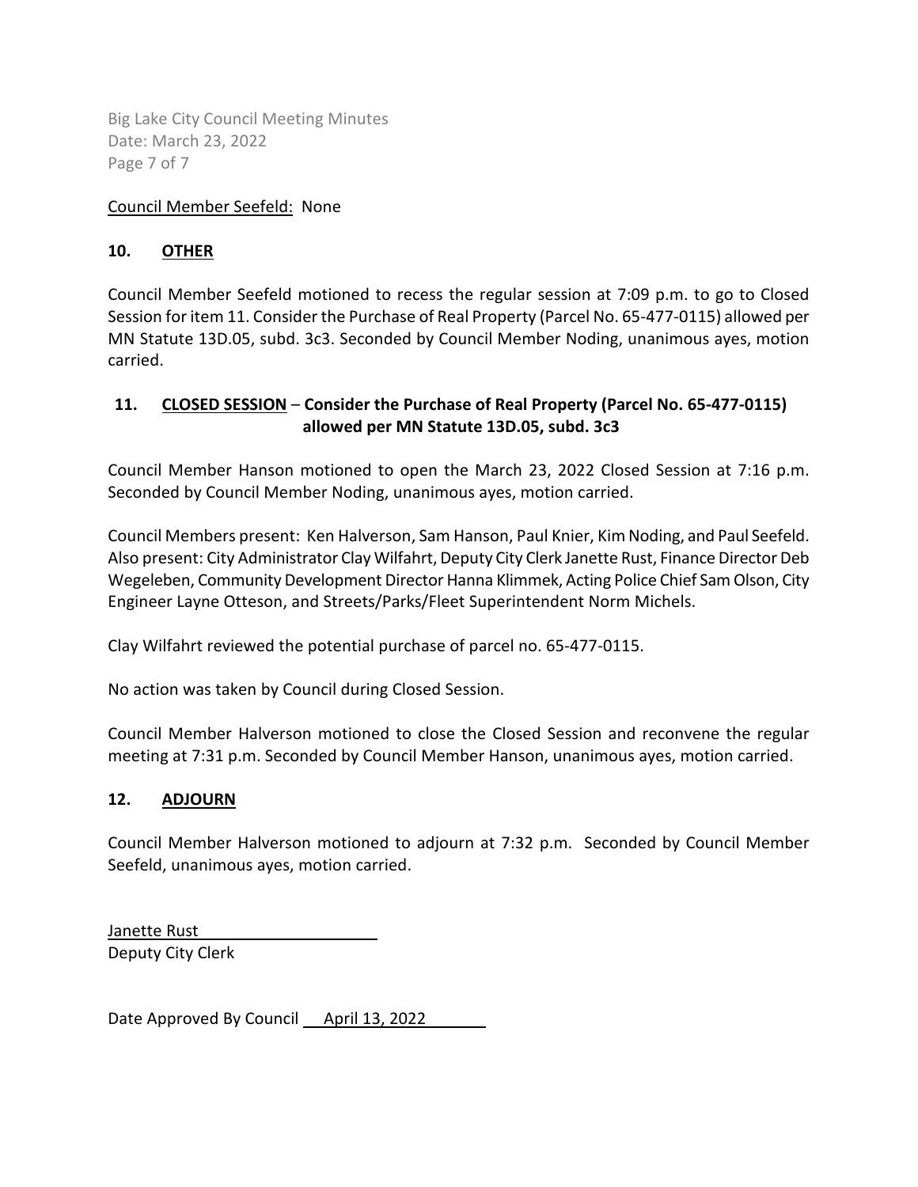Council Member Seefeld: None

## 10. OTHER

Council Member Seefeld motioned to recess the regular session at 7:09 p.m. to go to Closed Session for item 11. Consider the Purchase of Real Property (Parcel No. 65-477-0115) allowed per MN Statute 13D.05, subd. 3c3. Seconded by Council Member Noding, unanimous ayes, motion carried.

## 11. CLOSED SESSION – Consider the Purchase of Real Property (Parcel No. 65-477-0115) allowed per MN Statute 13D.05, subd. 3c3

Council Member Hanson motioned to open the March 23, 2022 Closed Session at 7:16 p.m. Seconded by Council Member Noding, unanimous ayes, motion carried.

Council Members present: Ken Halverson, Sam Hanson, Paul Knier, Kim Noding, and Paul Seefeld. Also present: City Administrator Clay Wilfahrt, Deputy City Clerk Janette Rust, Finance Director Deb Wegeleben, Community Development Director Hanna Klimmek, Acting Police Chief Sam Olson, City Engineer Layne Otteson, and Streets/Parks/Fleet Superintendent Norm Michels.

Clay Wilfahrt reviewed the potential purchase of parcel no. 65-477-0115.

No action was taken by Council during Closed Session.

Council Member Halverson motioned to close the Closed Session and reconvene the regular meeting at 7:31 p.m. Seconded by Council Member Hanson, unanimous ayes, motion carried.

## 12. ADJOURN

Council Member Halverson motioned to adjourn at 7:32 p.m. Seconded by Council Member Seefeld, unanimous ayes, motion carried.

Janette Rust
Deputy City Clerk

Date Approved By Council April 13, 2022